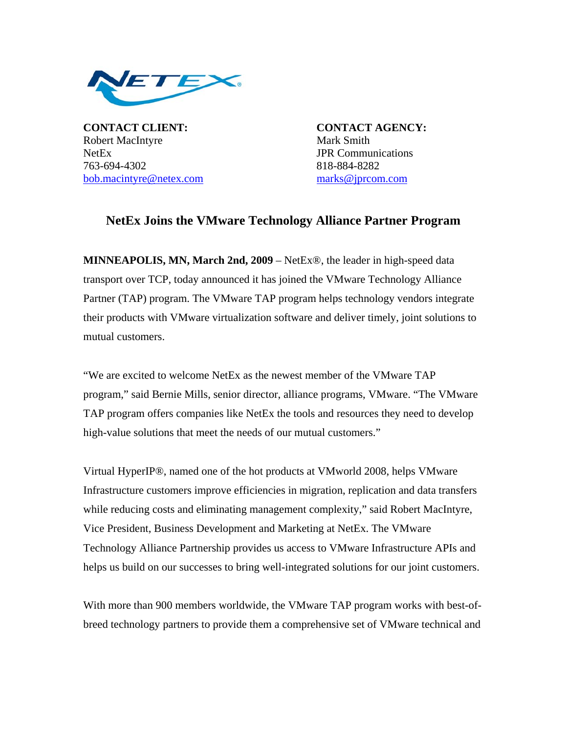**CONTACT CLIENT:**
Robert MacIntyre
NetEx
763-694-4302
bob.macintyre@netex.com

**CONTACT AGENCY:**
Mark Smith
JPR Communications
818-884-8282
marks@jprcom.com

## NetEx Joins the VMware Technology Alliance Partner Program

**MINNEAPOLIS, MN, March 2nd, 2009** – NetEx®, the leader in high-speed data transport over TCP, today announced it has joined the VMware Technology Alliance Partner (TAP) program. The VMware TAP program helps technology vendors integrate their products with VMware virtualization software and deliver timely, joint solutions to mutual customers.

"We are excited to welcome NetEx as the newest member of the VMware TAP program," said Bernie Mills, senior director, alliance programs, VMware. "The VMware TAP program offers companies like NetEx the tools and resources they need to develop high-value solutions that meet the needs of our mutual customers."

Virtual HyperIP®, named one of the hot products at VMworld 2008, helps VMware Infrastructure customers improve efficiencies in migration, replication and data transfers while reducing costs and eliminating management complexity," said Robert MacIntyre, Vice President, Business Development and Marketing at NetEx. The VMware Technology Alliance Partnership provides us access to VMware Infrastructure APIs and helps us build on our successes to bring well-integrated solutions for our joint customers.

With more than 900 members worldwide, the VMware TAP program works with best-of-breed technology partners to provide them a comprehensive set of VMware technical and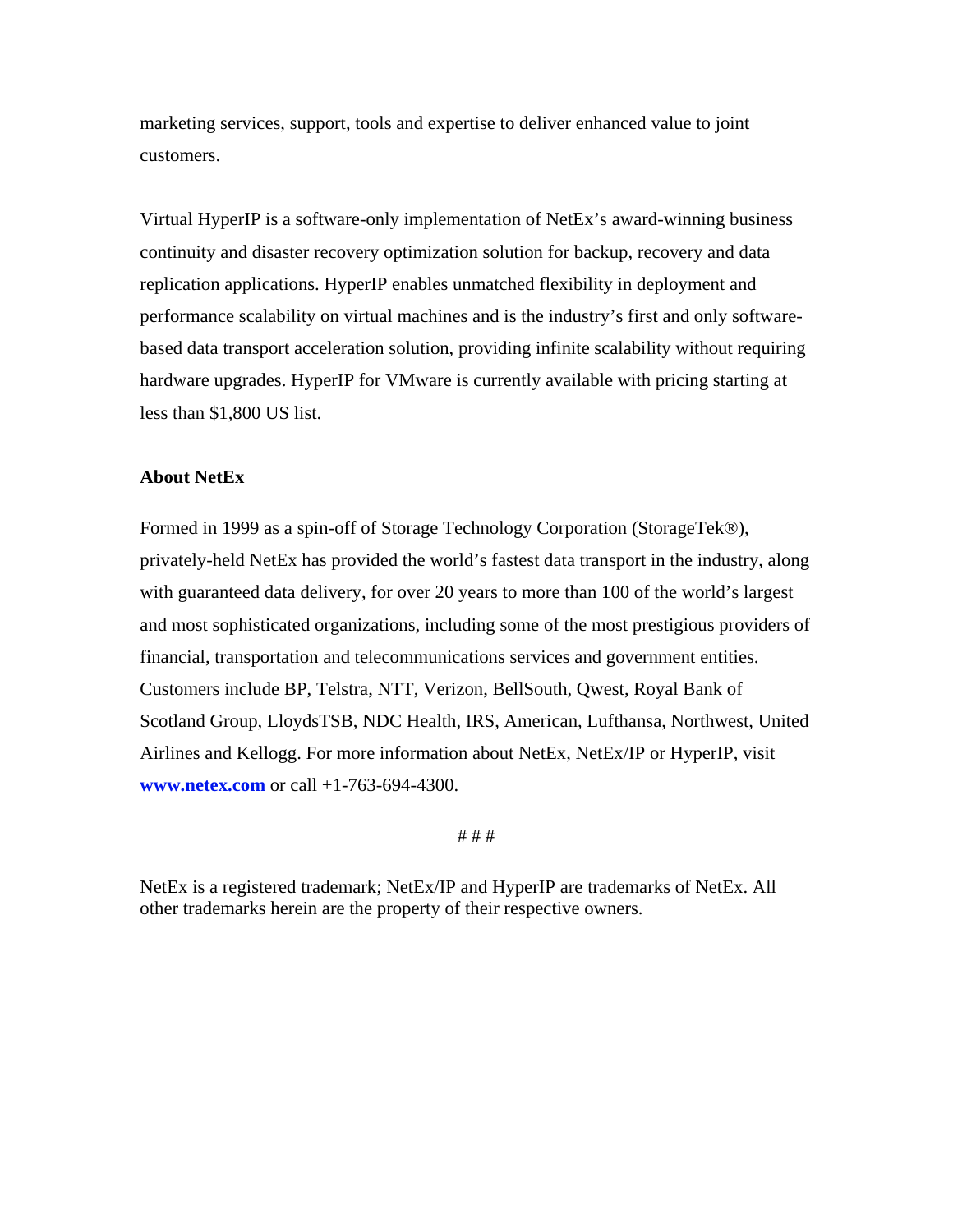marketing services, support, tools and expertise to deliver enhanced value to joint customers.

Virtual HyperIP is a software-only implementation of NetEx's award-winning business continuity and disaster recovery optimization solution for backup, recovery and data replication applications. HyperIP enables unmatched flexibility in deployment and performance scalability on virtual machines and is the industry's first and only software-based data transport acceleration solution, providing infinite scalability without requiring hardware upgrades. HyperIP for VMware is currently available with pricing starting at less than $1,800 US list.

**About NetEx**

Formed in 1999 as a spin-off of Storage Technology Corporation (StorageTek®), privately-held NetEx has provided the world's fastest data transport in the industry, along with guaranteed data delivery, for over 20 years to more than 100 of the world's largest and most sophisticated organizations, including some of the most prestigious providers of financial, transportation and telecommunications services and government entities. Customers include BP, Telstra, NTT, Verizon, BellSouth, Qwest, Royal Bank of Scotland Group, LloydsTSB, NDC Health, IRS, American, Lufthansa, Northwest, United Airlines and Kellogg. For more information about NetEx, NetEx/IP or HyperIP, visit **www.netex.com** or call +1-763-694-4300.

# # #

NetEx is a registered trademark; NetEx/IP and HyperIP are trademarks of NetEx. All other trademarks herein are the property of their respective owners.